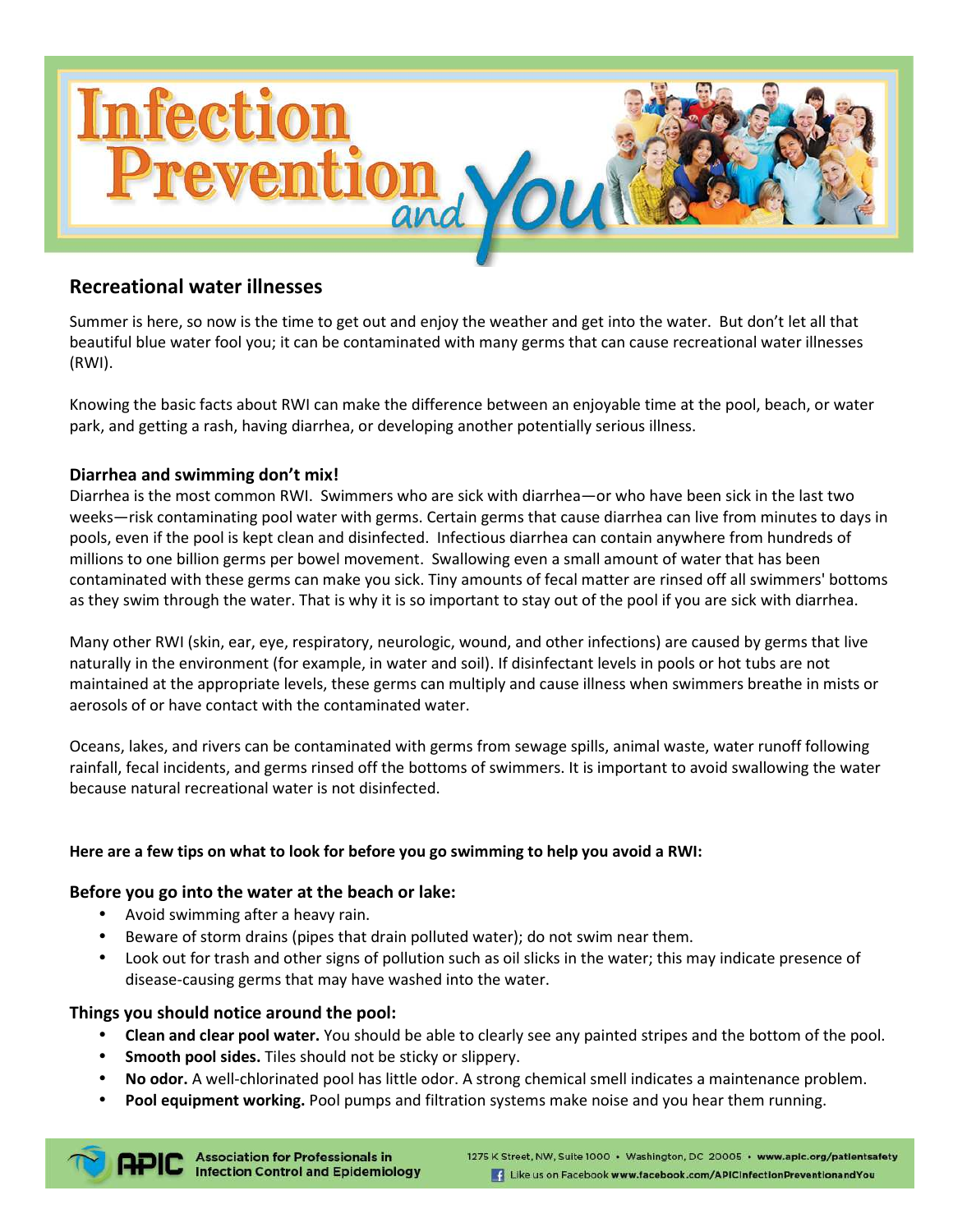# Infection Prevention and You

## Recreational water illnesses

Summer is here, so now is the time to get out and enjoy the weather and get into the water. But don't let all that beautiful blue water fool you; it can be contaminated with many germs that can cause recreational water illnesses (RWI).

Knowing the basic facts about RWI can make the difference between an enjoyable time at the pool, beach, or water park, and getting a rash, having diarrhea, or developing another potentially serious illness.

### Diarrhea and swimming don't mix!

Diarrhea is the most common RWI. Swimmers who are sick with diarrhea—or who have been sick in the last two weeks—risk contaminating pool water with germs. Certain germs that cause diarrhea can live from minutes to days in pools, even if the pool is kept clean and disinfected. Infectious diarrhea can contain anywhere from hundreds of millions to one billion germs per bowel movement. Swallowing even a small amount of water that has been contaminated with these germs can make you sick. Tiny amounts of fecal matter are rinsed off all swimmers' bottoms as they swim through the water. That is why it is so important to stay out of the pool if you are sick with diarrhea.

Many other RWI (skin, ear, eye, respiratory, neurologic, wound, and other infections) are caused by germs that live naturally in the environment (for example, in water and soil). If disinfectant levels in pools or hot tubs are not maintained at the appropriate levels, these germs can multiply and cause illness when swimmers breathe in mists or aerosols of or have contact with the contaminated water.

Oceans, lakes, and rivers can be contaminated with germs from sewage spills, animal waste, water runoff following rainfall, fecal incidents, and germs rinsed off the bottoms of swimmers. It is important to avoid swallowing the water because natural recreational water is not disinfected.

**Here are a few tips on what to look for before you go swimming to help you avoid a RWI:**

### Before you go into the water at the beach or lake:

- Avoid swimming after a heavy rain.
- Beware of storm drains (pipes that drain polluted water); do not swim near them.
- Look out for trash and other signs of pollution such as oil slicks in the water; this may indicate presence of disease-causing germs that may have washed into the water.

### Things you should notice around the pool:

- **Clean and clear pool water.** You should be able to clearly see any painted stripes and the bottom of the pool.
- **Smooth pool sides.** Tiles should not be sticky or slippery.
- **No odor.** A well-chlorinated pool has little odor. A strong chemical smell indicates a maintenance problem.
- **Pool equipment working.** Pool pumps and filtration systems make noise and you hear them running.

APIC Association for Professionals in Infection Control and Epidemiology

1275 K Street, NW, Suite 1000 • Washington, DC 20005 • www.apic.org/patientsafety

Like us on Facebook www.facebook.com/APICInfectionPreventionandYou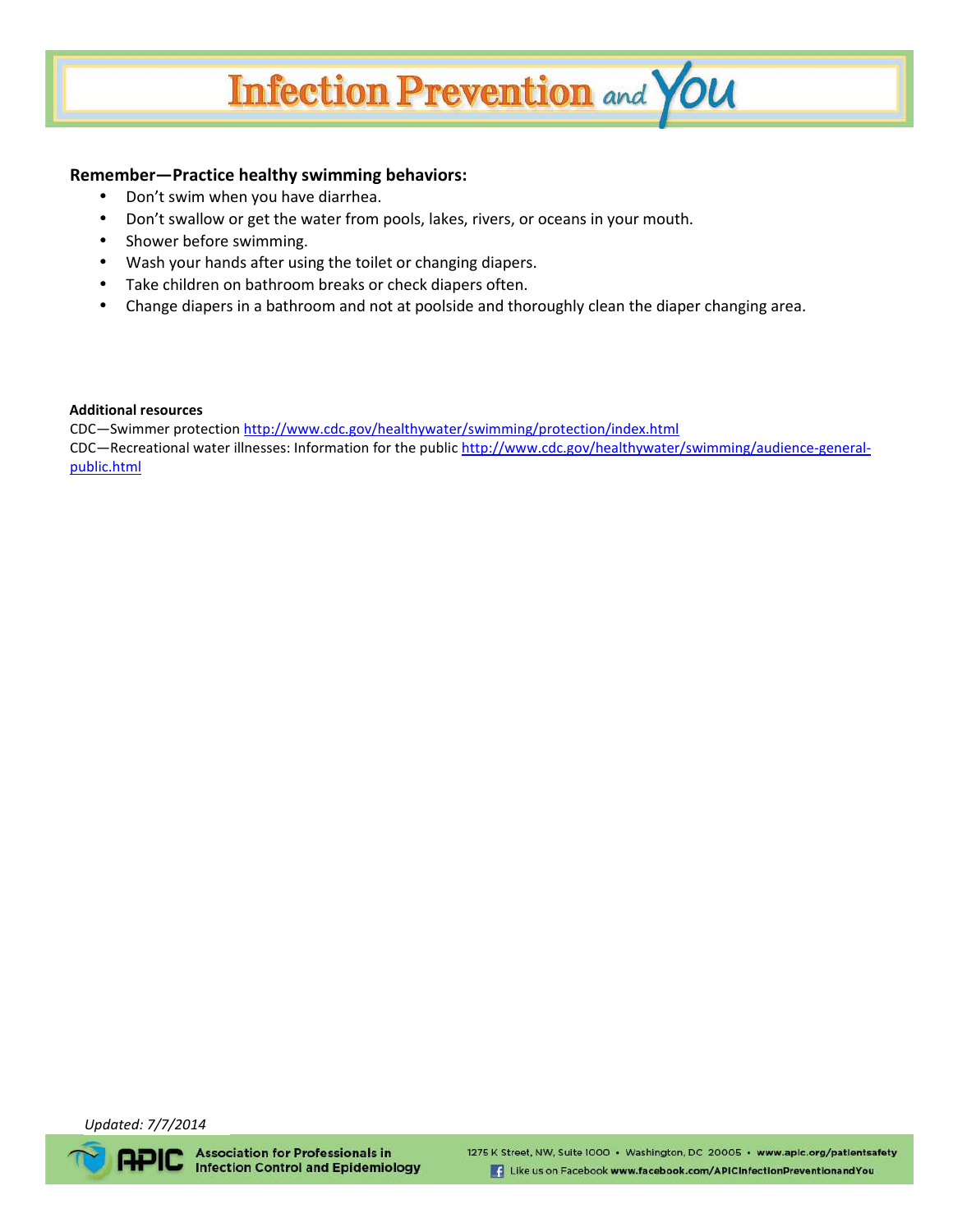**Remember—Practice healthy swimming behaviors:**

- Don't swim when you have diarrhea.
- Don't swallow or get the water from pools, lakes, rivers, or oceans in your mouth.
- Shower before swimming.
- Wash your hands after using the toilet or changing diapers.
- Take children on bathroom breaks or check diapers often.
- Change diapers in a bathroom and not at poolside and thoroughly clean the diaper changing area.

**Additional resources**

CDC—Swimmer protection http://www.cdc.gov/healthywater/swimming/protection/index.html

CDC—Recreational water illnesses: Information for the public http://www.cdc.gov/healthywater/swimming/audience-general-public.html

*Updated: 7/7/2014*